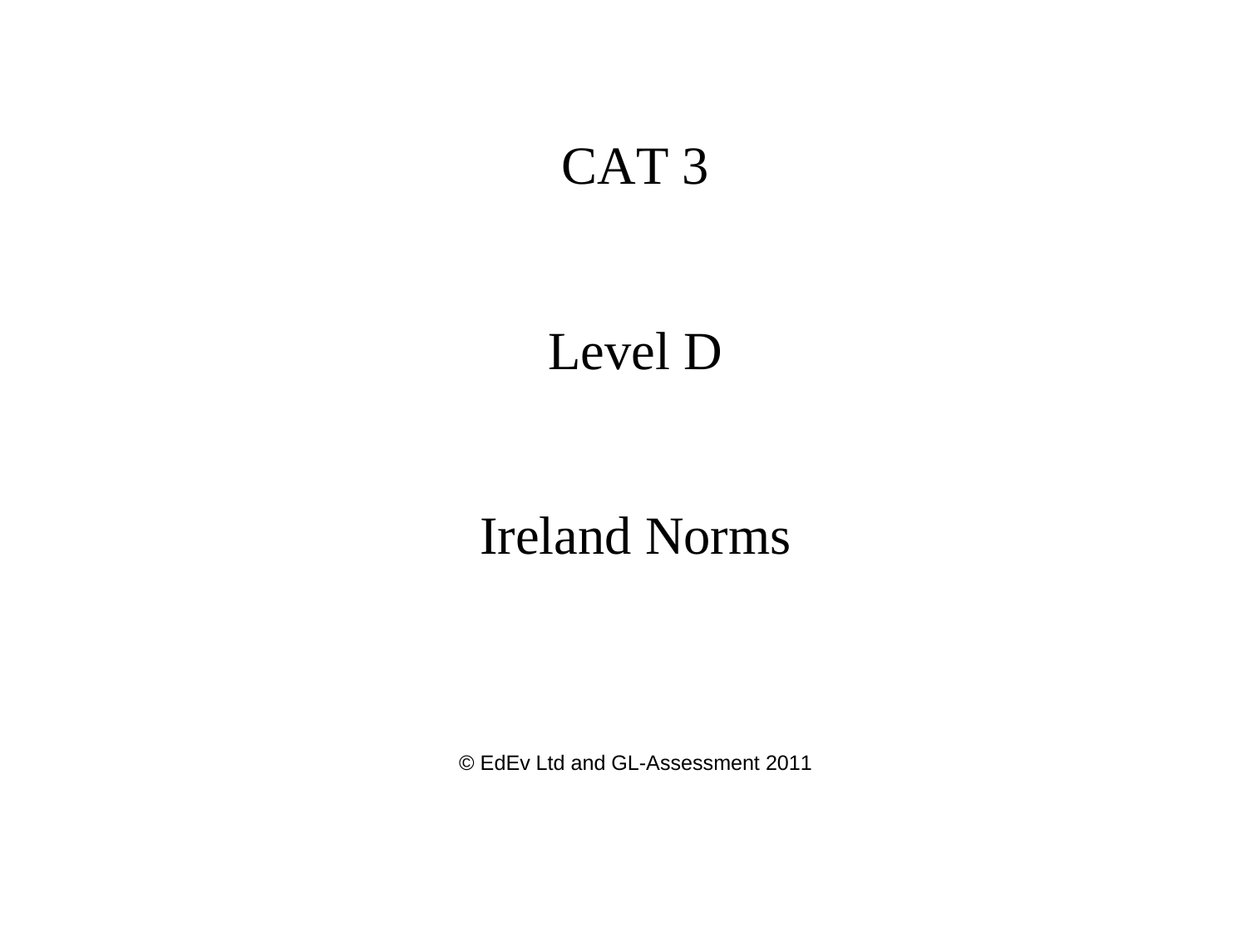# CAT 3

## Level D

## Ireland Norms

© EdEv Ltd and GL-Assessment 2011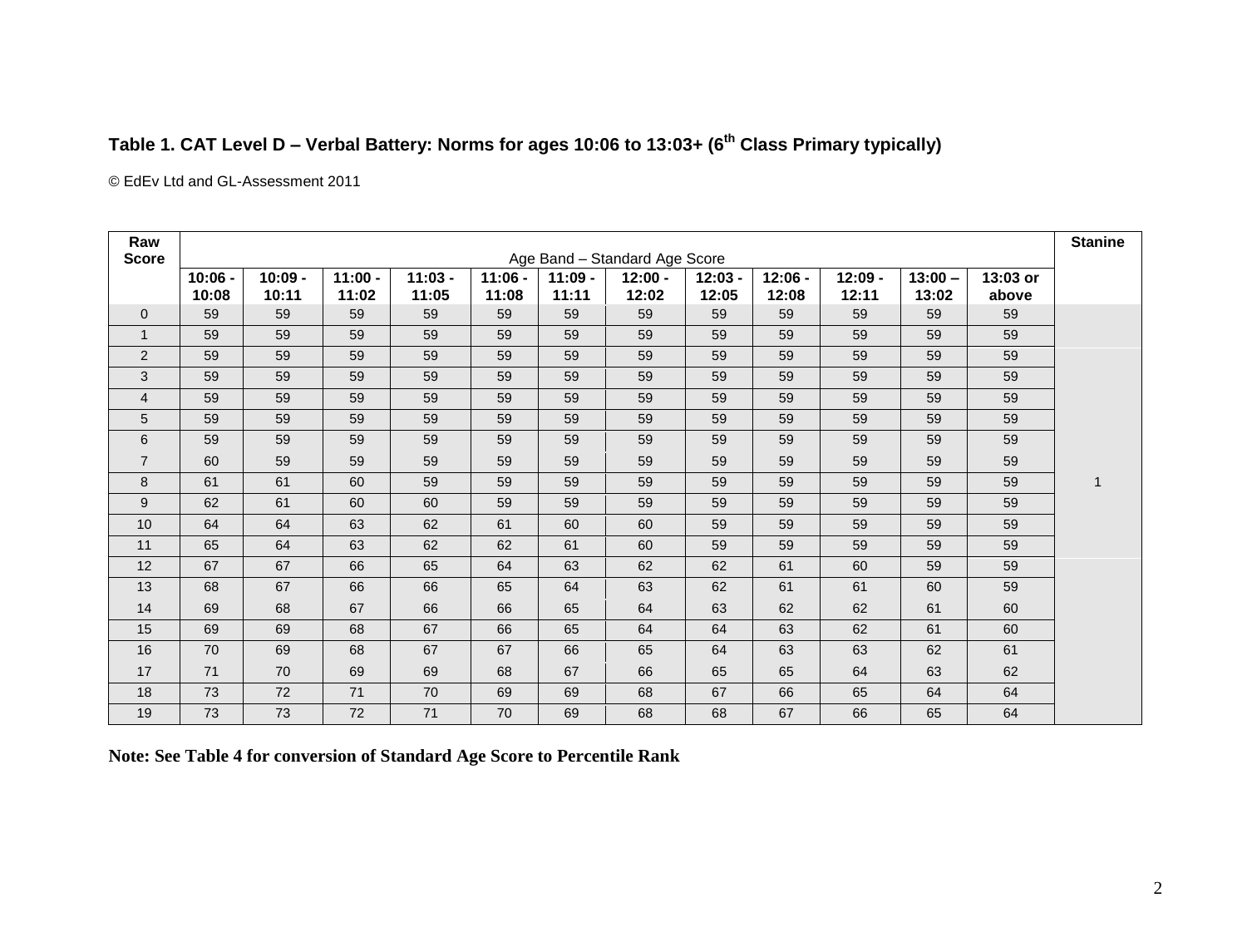### Table 1. CAT Level D – Verbal Battery: Norms for ages 10:06 to 13:03+ (6th Class Primary typically)

© EdEv Ltd and GL-Assessment 2011

| Raw Score | Age Band – Standard Age Score | | | | | | | | | | | | Stanine |
|---|---|---|---|---|---|---|---|---|---|---|---|---|---|
| | 10:06 - 10:08 | 10:09 - 10:11 | 11:00 - 11:02 | 11:03 - 11:05 | 11:06 - 11:08 | 11:09 - 11:11 | 12:00 - 12:02 | 12:03 - 12:05 | 12:06 - 12:08 | 12:09 - 12:11 | 13:00 – 13:02 | 13:03 or above | |
| 0 | 59 | 59 | 59 | 59 | 59 | 59 | 59 | 59 | 59 | 59 | 59 | 59 | |
| 1 | 59 | 59 | 59 | 59 | 59 | 59 | 59 | 59 | 59 | 59 | 59 | 59 | |
| 2 | 59 | 59 | 59 | 59 | 59 | 59 | 59 | 59 | 59 | 59 | 59 | 59 | |
| 3 | 59 | 59 | 59 | 59 | 59 | 59 | 59 | 59 | 59 | 59 | 59 | 59 | |
| 4 | 59 | 59 | 59 | 59 | 59 | 59 | 59 | 59 | 59 | 59 | 59 | 59 | |
| 5 | 59 | 59 | 59 | 59 | 59 | 59 | 59 | 59 | 59 | 59 | 59 | 59 | |
| 6 | 59 | 59 | 59 | 59 | 59 | 59 | 59 | 59 | 59 | 59 | 59 | 59 | |
| 7 | 60 | 59 | 59 | 59 | 59 | 59 | 59 | 59 | 59 | 59 | 59 | 59 | |
| 8 | 61 | 61 | 60 | 59 | 59 | 59 | 59 | 59 | 59 | 59 | 59 | 59 | 1 |
| 9 | 62 | 61 | 60 | 60 | 59 | 59 | 59 | 59 | 59 | 59 | 59 | 59 | |
| 10 | 64 | 64 | 63 | 62 | 61 | 60 | 60 | 59 | 59 | 59 | 59 | 59 | |
| 11 | 65 | 64 | 63 | 62 | 62 | 61 | 60 | 59 | 59 | 59 | 59 | 59 | |
| 12 | 67 | 67 | 66 | 65 | 64 | 63 | 62 | 62 | 61 | 60 | 59 | 59 | |
| 13 | 68 | 67 | 66 | 66 | 65 | 64 | 63 | 62 | 61 | 61 | 60 | 59 | |
| 14 | 69 | 68 | 67 | 66 | 66 | 65 | 64 | 63 | 62 | 62 | 61 | 60 | |
| 15 | 69 | 69 | 68 | 67 | 66 | 65 | 64 | 64 | 63 | 62 | 61 | 60 | |
| 16 | 70 | 69 | 68 | 67 | 67 | 66 | 65 | 64 | 63 | 63 | 62 | 61 | |
| 17 | 71 | 70 | 69 | 69 | 68 | 67 | 66 | 65 | 65 | 64 | 63 | 62 | |
| 18 | 73 | 72 | 71 | 70 | 69 | 69 | 68 | 67 | 66 | 65 | 64 | 64 | |
| 19 | 73 | 73 | 72 | 71 | 70 | 69 | 68 | 68 | 67 | 66 | 65 | 64 | |

**Note: See Table 4 for conversion of Standard Age Score to Percentile Rank**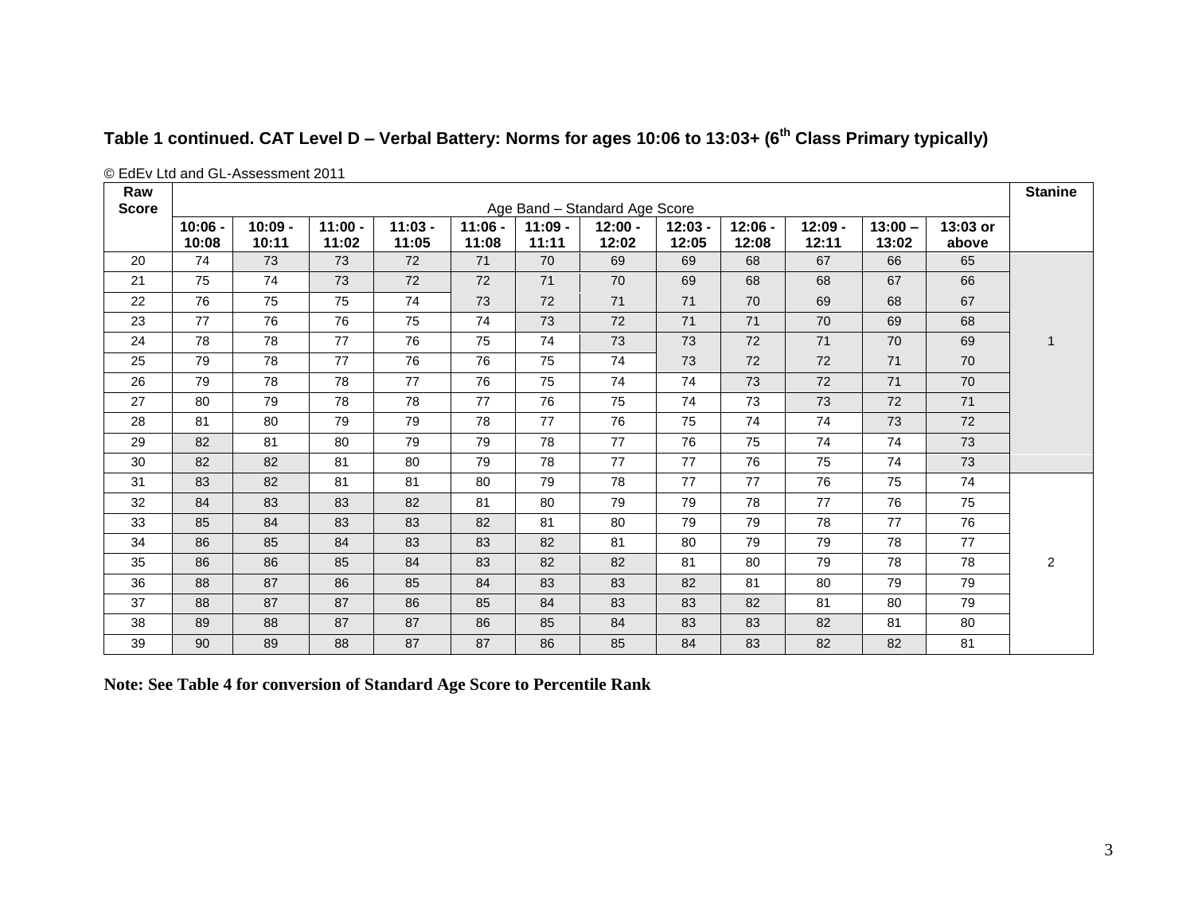### Table 1 continued. CAT Level D – Verbal Battery: Norms for ages 10:06 to 13:03+ (6th Class Primary typically)

© EdEv Ltd and GL-Assessment 2011

| Raw Score | Age Band – Standard Age Score | | | | | | | | | | | | Stanine |
|---|---|---|---|---|---|---|---|---|---|---|---|---|---|
| | 10:06 - 10:08 | 10:09 - 10:11 | 11:00 - 11:02 | 11:03 - 11:05 | 11:06 - 11:08 | 11:09 - 11:11 | 12:00 - 12:02 | 12:03 - 12:05 | 12:06 - 12:08 | 12:09 - 12:11 | 13:00 – 13:02 | 13:03 or above | |
| 20 | 74 | 73 | 73 | 72 | 71 | 70 | 69 | 69 | 68 | 67 | 66 | 65 | 1 |
| 21 | 75 | 74 | 73 | 72 | 72 | 71 | 70 | 69 | 68 | 68 | 67 | 66 | |
| 22 | 76 | 75 | 75 | 74 | 73 | 72 | 71 | 71 | 70 | 69 | 68 | 67 | |
| 23 | 77 | 76 | 76 | 75 | 74 | 73 | 72 | 71 | 71 | 70 | 69 | 68 | |
| 24 | 78 | 78 | 77 | 76 | 75 | 74 | 73 | 73 | 72 | 71 | 70 | 69 | |
| 25 | 79 | 78 | 77 | 76 | 76 | 75 | 74 | 73 | 72 | 72 | 71 | 70 | |
| 26 | 79 | 78 | 78 | 77 | 76 | 75 | 74 | 74 | 73 | 72 | 71 | 70 | |
| 27 | 80 | 79 | 78 | 78 | 77 | 76 | 75 | 74 | 73 | 73 | 72 | 71 | |
| 28 | 81 | 80 | 79 | 79 | 78 | 77 | 76 | 75 | 74 | 74 | 73 | 72 | |
| 29 | 82 | 81 | 80 | 79 | 79 | 78 | 77 | 76 | 75 | 74 | 74 | 73 | |
| 30 | 82 | 82 | 81 | 80 | 79 | 78 | 77 | 77 | 76 | 75 | 74 | 73 | |
| 31 | 83 | 82 | 81 | 81 | 80 | 79 | 78 | 77 | 77 | 76 | 75 | 74 | 2 |
| 32 | 84 | 83 | 83 | 82 | 81 | 80 | 79 | 79 | 78 | 77 | 76 | 75 | |
| 33 | 85 | 84 | 83 | 83 | 82 | 81 | 80 | 79 | 79 | 78 | 77 | 76 | |
| 34 | 86 | 85 | 84 | 83 | 83 | 82 | 81 | 80 | 79 | 79 | 78 | 77 | |
| 35 | 86 | 86 | 85 | 84 | 83 | 82 | 82 | 81 | 80 | 79 | 78 | 78 | |
| 36 | 88 | 87 | 86 | 85 | 84 | 83 | 83 | 82 | 81 | 80 | 79 | 79 | |
| 37 | 88 | 87 | 87 | 86 | 85 | 84 | 83 | 83 | 82 | 81 | 80 | 79 | |
| 38 | 89 | 88 | 87 | 87 | 86 | 85 | 84 | 83 | 83 | 82 | 81 | 80 | |
| 39 | 90 | 89 | 88 | 87 | 87 | 86 | 85 | 84 | 83 | 82 | 82 | 81 | |

**Note: See Table 4 for conversion of Standard Age Score to Percentile Rank**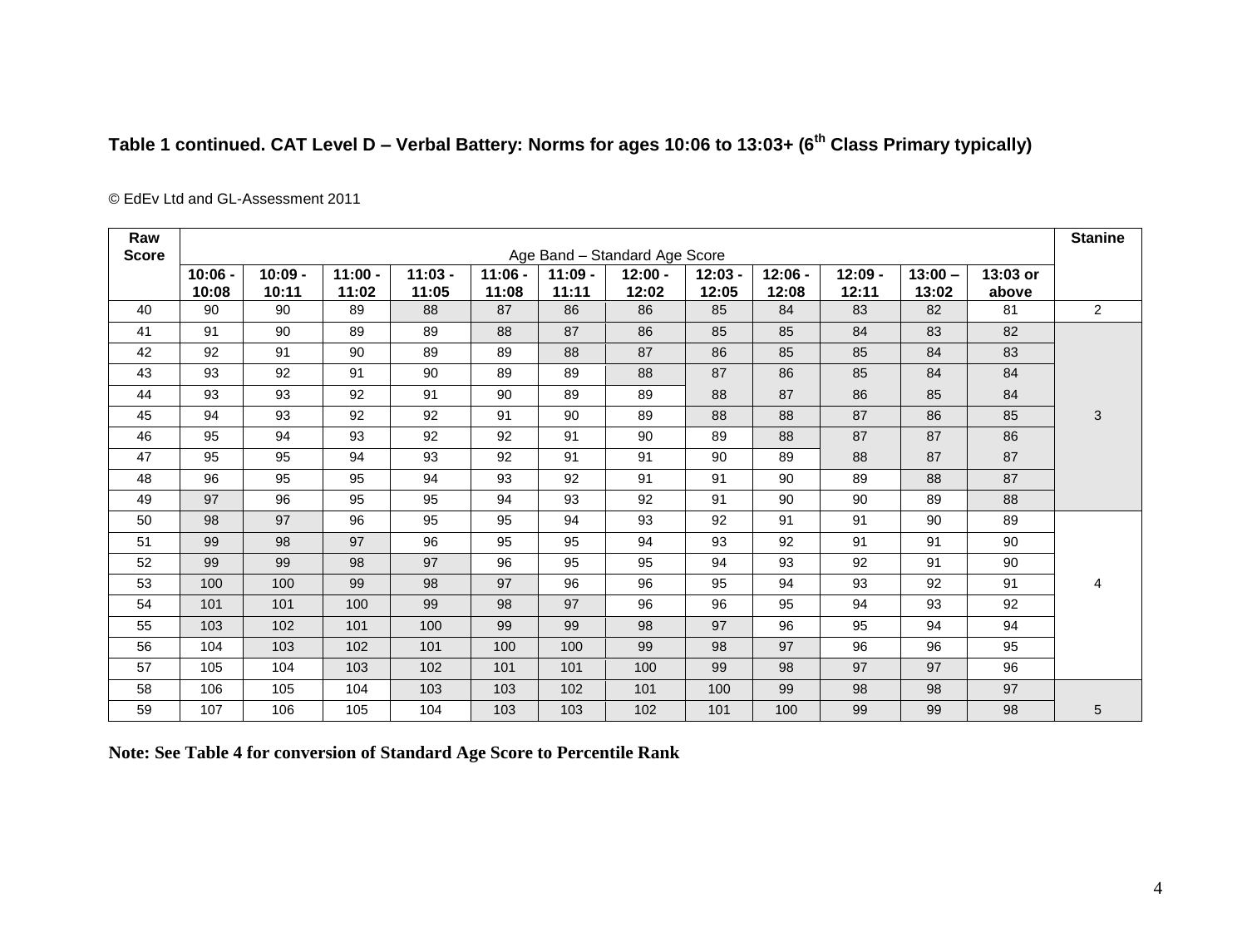## Table 1 continued. CAT Level D – Verbal Battery: Norms for ages 10:06 to 13:03+ (6th Class Primary typically)

© EdEv Ltd and GL-Assessment 2011

| Raw Score | Age Band – Standard Age Score | | | | | | | | | | | | Stanine |
|---|---|---|---|---|---|---|---|---|---|---|---|---|---|
| | 10:06 - 10:08 | 10:09 - 10:11 | 11:00 - 11:02 | 11:03 - 11:05 | 11:06 - 11:08 | 11:09 - 11:11 | 12:00 - 12:02 | 12:03 - 12:05 | 12:06 - 12:08 | 12:09 - 12:11 | 13:00 – 13:02 | 13:03 or above | |
| 40 | 90 | 90 | 89 | 88 | 87 | 86 | 86 | 85 | 84 | 83 | 82 | 81 | 2 |
| 41 | 91 | 90 | 89 | 89 | 88 | 87 | 86 | 85 | 85 | 84 | 83 | 82 | 3 |
| 42 | 92 | 91 | 90 | 89 | 89 | 88 | 87 | 86 | 85 | 85 | 84 | 83 | |
| 43 | 93 | 92 | 91 | 90 | 89 | 89 | 88 | 87 | 86 | 85 | 84 | 84 | |
| 44 | 93 | 93 | 92 | 91 | 90 | 89 | 89 | 88 | 87 | 86 | 85 | 84 | |
| 45 | 94 | 93 | 92 | 92 | 91 | 90 | 89 | 88 | 88 | 87 | 86 | 85 | |
| 46 | 95 | 94 | 93 | 92 | 92 | 91 | 90 | 89 | 88 | 87 | 87 | 86 | |
| 47 | 95 | 95 | 94 | 93 | 92 | 91 | 91 | 90 | 89 | 88 | 87 | 87 | |
| 48 | 96 | 95 | 95 | 94 | 93 | 92 | 91 | 91 | 90 | 89 | 88 | 87 | |
| 49 | 97 | 96 | 95 | 95 | 94 | 93 | 92 | 91 | 90 | 90 | 89 | 88 | |
| 50 | 98 | 97 | 96 | 95 | 95 | 94 | 93 | 92 | 91 | 91 | 90 | 89 | 4 |
| 51 | 99 | 98 | 97 | 96 | 95 | 95 | 94 | 93 | 92 | 91 | 91 | 90 | |
| 52 | 99 | 99 | 98 | 97 | 96 | 95 | 95 | 94 | 93 | 92 | 91 | 90 | |
| 53 | 100 | 100 | 99 | 98 | 97 | 96 | 96 | 95 | 94 | 93 | 92 | 91 | |
| 54 | 101 | 101 | 100 | 99 | 98 | 97 | 96 | 96 | 95 | 94 | 93 | 92 | |
| 55 | 103 | 102 | 101 | 100 | 99 | 99 | 98 | 97 | 96 | 95 | 94 | 94 | |
| 56 | 104 | 103 | 102 | 101 | 100 | 100 | 99 | 98 | 97 | 96 | 96 | 95 | |
| 57 | 105 | 104 | 103 | 102 | 101 | 101 | 100 | 99 | 98 | 97 | 97 | 96 | |
| 58 | 106 | 105 | 104 | 103 | 103 | 102 | 101 | 100 | 99 | 98 | 98 | 97 | 5 |
| 59 | 107 | 106 | 105 | 104 | 103 | 103 | 102 | 101 | 100 | 99 | 99 | 98 | |

**Note: See Table 4 for conversion of Standard Age Score to Percentile Rank**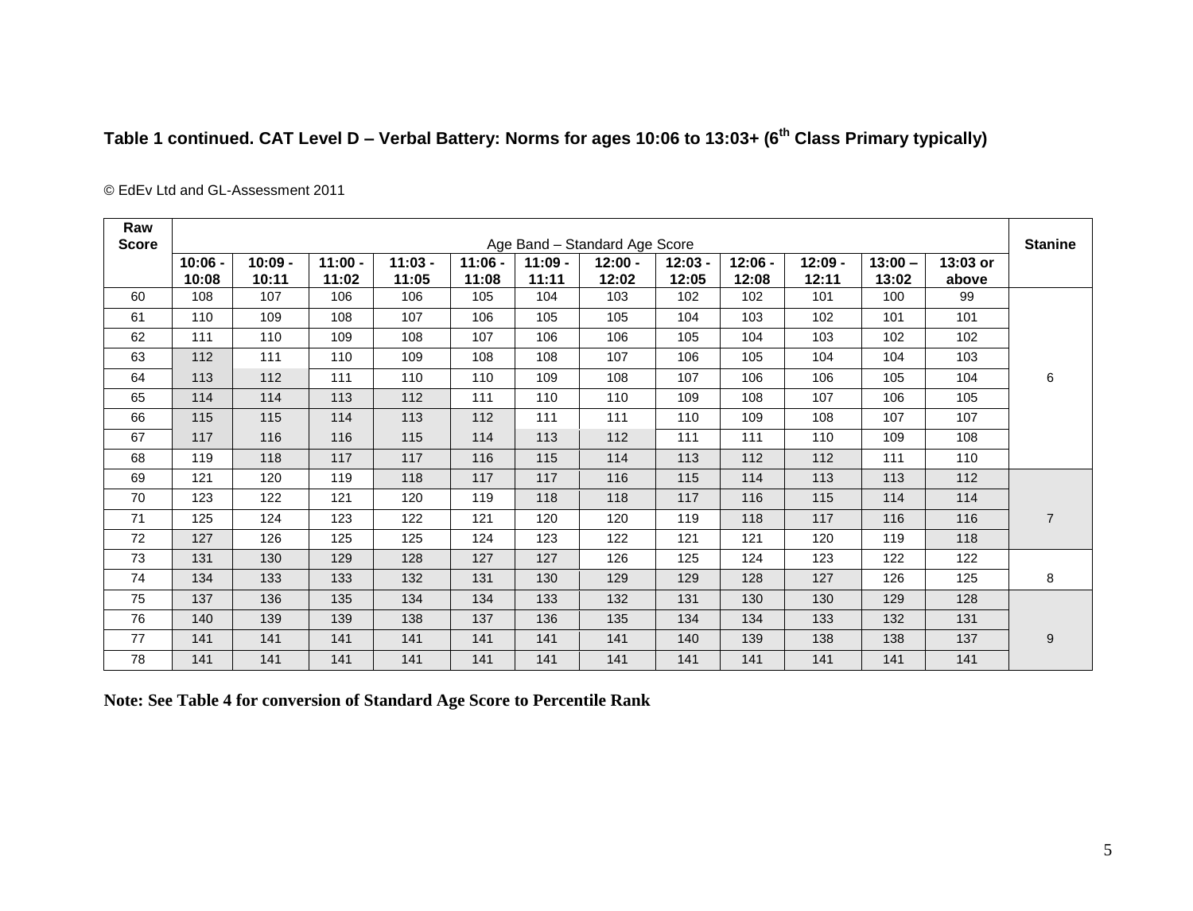**Table 1 continued. CAT Level D – Verbal Battery: Norms for ages 10:06 to 13:03+ (6th Class Primary typically)**

© EdEv Ltd and GL-Assessment 2011

| Raw Score | Age Band – Standard Age Score | | | | | | | | | | | | Stanine |
|---|---|---|---|---|---|---|---|---|---|---|---|---|---|
| | 10:06 - 10:08 | 10:09 - 10:11 | 11:00 - 11:02 | 11:03 - 11:05 | 11:06 - 11:08 | 11:09 - 11:11 | 12:00 - 12:02 | 12:03 - 12:05 | 12:06 - 12:08 | 12:09 - 12:11 | 13:00 – 13:02 | 13:03 or above | |
| 60 | 108 | 107 | 106 | 106 | 105 | 104 | 103 | 102 | 102 | 101 | 100 | 99 | 6 |
| 61 | 110 | 109 | 108 | 107 | 106 | 105 | 105 | 104 | 103 | 102 | 101 | 101 | |
| 62 | 111 | 110 | 109 | 108 | 107 | 106 | 106 | 105 | 104 | 103 | 102 | 102 | |
| 63 | 112 | 111 | 110 | 109 | 108 | 108 | 107 | 106 | 105 | 104 | 104 | 103 | |
| 64 | 113 | 112 | 111 | 110 | 110 | 109 | 108 | 107 | 106 | 106 | 105 | 104 | |
| 65 | 114 | 114 | 113 | 112 | 111 | 110 | 110 | 109 | 108 | 107 | 106 | 105 | |
| 66 | 115 | 115 | 114 | 113 | 112 | 111 | 111 | 110 | 109 | 108 | 107 | 107 | |
| 67 | 117 | 116 | 116 | 115 | 114 | 113 | 112 | 111 | 111 | 110 | 109 | 108 | |
| 68 | 119 | 118 | 117 | 117 | 116 | 115 | 114 | 113 | 112 | 112 | 111 | 110 | |
| 69 | 121 | 120 | 119 | 118 | 117 | 117 | 116 | 115 | 114 | 113 | 113 | 112 | 7 |
| 70 | 123 | 122 | 121 | 120 | 119 | 118 | 118 | 117 | 116 | 115 | 114 | 114 | |
| 71 | 125 | 124 | 123 | 122 | 121 | 120 | 120 | 119 | 118 | 117 | 116 | 116 | |
| 72 | 127 | 126 | 125 | 125 | 124 | 123 | 122 | 121 | 121 | 120 | 119 | 118 | |
| 73 | 131 | 130 | 129 | 128 | 127 | 127 | 126 | 125 | 124 | 123 | 122 | 122 | 8 |
| 74 | 134 | 133 | 133 | 132 | 131 | 130 | 129 | 129 | 128 | 127 | 126 | 125 | |
| 75 | 137 | 136 | 135 | 134 | 134 | 133 | 132 | 131 | 130 | 130 | 129 | 128 | 9 |
| 76 | 140 | 139 | 139 | 138 | 137 | 136 | 135 | 134 | 134 | 133 | 132 | 131 | |
| 77 | 141 | 141 | 141 | 141 | 141 | 141 | 141 | 140 | 139 | 138 | 138 | 137 | |
| 78 | 141 | 141 | 141 | 141 | 141 | 141 | 141 | 141 | 141 | 141 | 141 | 141 | |

**Note: See Table 4 for conversion of Standard Age Score to Percentile Rank**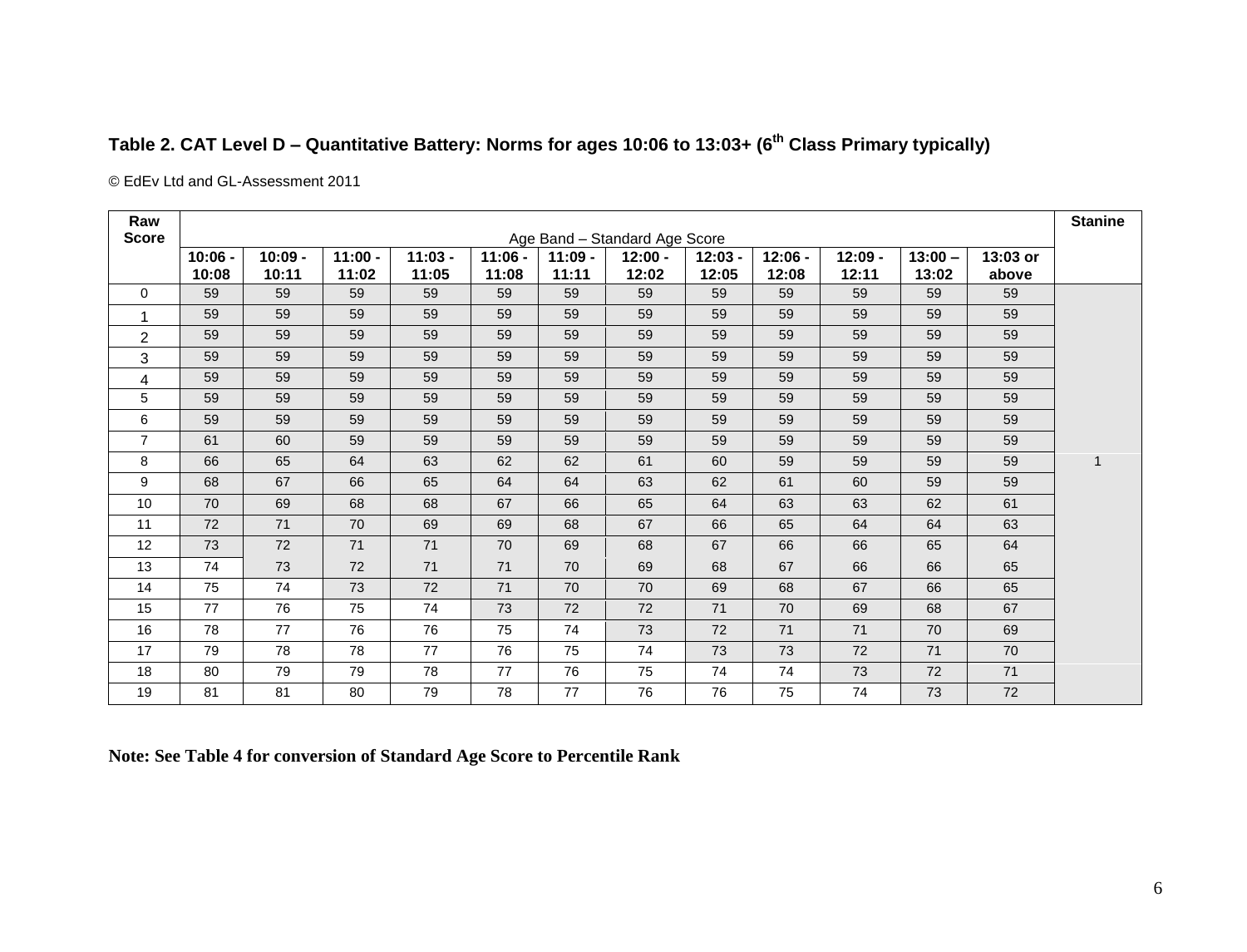**Table 2. CAT Level D – Quantitative Battery: Norms for ages 10:06 to 13:03+ (6th Class Primary typically)**

© EdEv Ltd and GL-Assessment 2011

| Raw Score | Age Band – Standard Age Score | | | | | | | | | | | | Stanine |
|---|---|---|---|---|---|---|---|---|---|---|---|---|---|
| | 10:06 - 10:08 | 10:09 - 10:11 | 11:00 - 11:02 | 11:03 - 11:05 | 11:06 - 11:08 | 11:09 - 11:11 | 12:00 - 12:02 | 12:03 - 12:05 | 12:06 - 12:08 | 12:09 - 12:11 | 13:00 – 13:02 | 13:03 or above | |
| 0 | 59 | 59 | 59 | 59 | 59 | 59 | 59 | 59 | 59 | 59 | 59 | 59 | |
| 1 | 59 | 59 | 59 | 59 | 59 | 59 | 59 | 59 | 59 | 59 | 59 | 59 | |
| 2 | 59 | 59 | 59 | 59 | 59 | 59 | 59 | 59 | 59 | 59 | 59 | 59 | |
| 3 | 59 | 59 | 59 | 59 | 59 | 59 | 59 | 59 | 59 | 59 | 59 | 59 | |
| 4 | 59 | 59 | 59 | 59 | 59 | 59 | 59 | 59 | 59 | 59 | 59 | 59 | |
| 5 | 59 | 59 | 59 | 59 | 59 | 59 | 59 | 59 | 59 | 59 | 59 | 59 | |
| 6 | 59 | 59 | 59 | 59 | 59 | 59 | 59 | 59 | 59 | 59 | 59 | 59 | |
| 7 | 61 | 60 | 59 | 59 | 59 | 59 | 59 | 59 | 59 | 59 | 59 | 59 | |
| 8 | 66 | 65 | 64 | 63 | 62 | 62 | 61 | 60 | 59 | 59 | 59 | 59 | 1 |
| 9 | 68 | 67 | 66 | 65 | 64 | 64 | 63 | 62 | 61 | 60 | 59 | 59 | |
| 10 | 70 | 69 | 68 | 68 | 67 | 66 | 65 | 64 | 63 | 63 | 62 | 61 | |
| 11 | 72 | 71 | 70 | 69 | 69 | 68 | 67 | 66 | 65 | 64 | 64 | 63 | |
| 12 | 73 | 72 | 71 | 71 | 70 | 69 | 68 | 67 | 66 | 66 | 65 | 64 | |
| 13 | 74 | 73 | 72 | 71 | 71 | 70 | 69 | 68 | 67 | 66 | 66 | 65 | |
| 14 | 75 | 74 | 73 | 72 | 71 | 70 | 70 | 69 | 68 | 67 | 66 | 65 | |
| 15 | 77 | 76 | 75 | 74 | 73 | 72 | 72 | 71 | 70 | 69 | 68 | 67 | |
| 16 | 78 | 77 | 76 | 76 | 75 | 74 | 73 | 72 | 71 | 71 | 70 | 69 | |
| 17 | 79 | 78 | 78 | 77 | 76 | 75 | 74 | 73 | 73 | 72 | 71 | 70 | |
| 18 | 80 | 79 | 79 | 78 | 77 | 76 | 75 | 74 | 74 | 73 | 72 | 71 | |
| 19 | 81 | 81 | 80 | 79 | 78 | 77 | 76 | 76 | 75 | 74 | 73 | 72 | |

**Note: See Table 4 for conversion of Standard Age Score to Percentile Rank**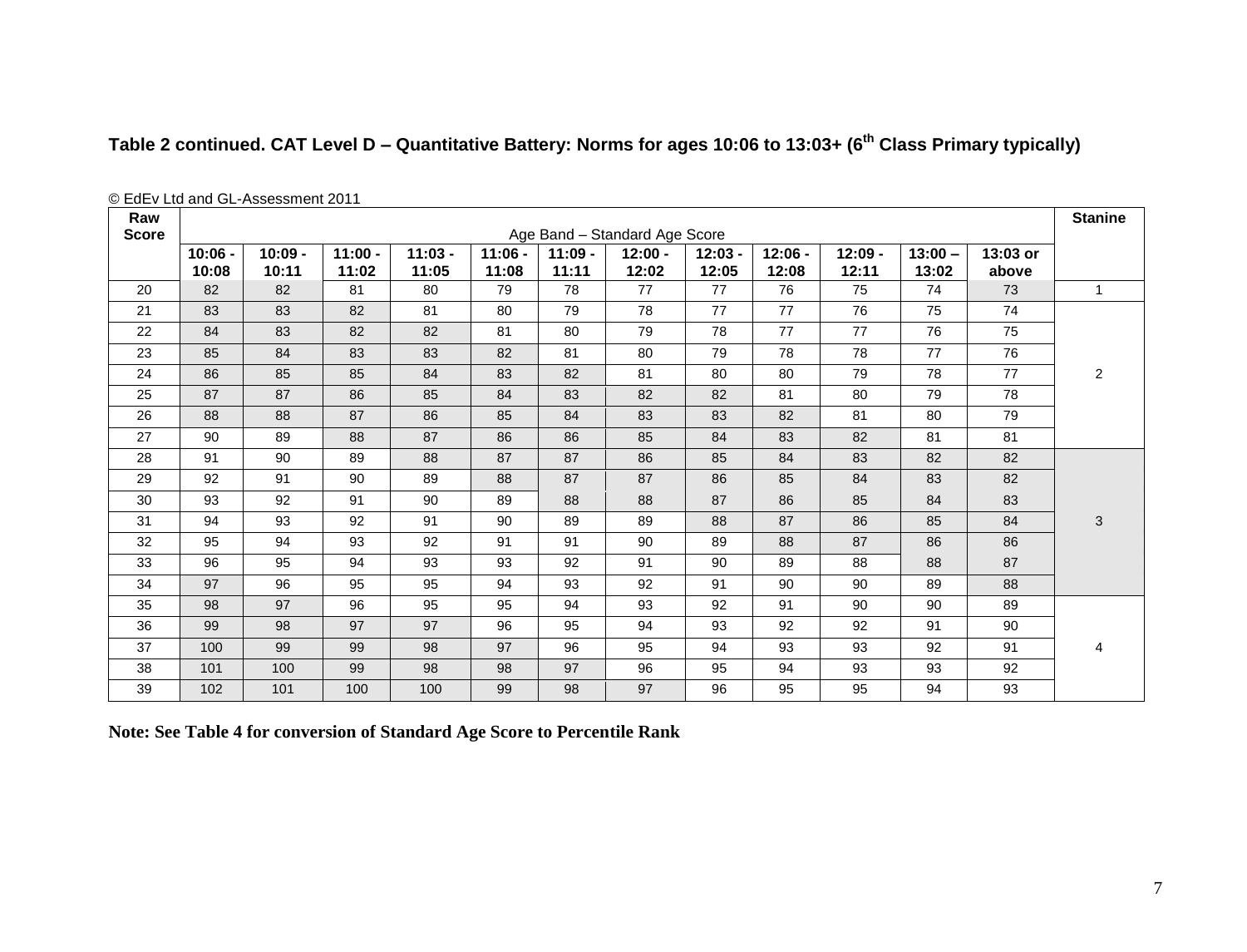**Table 2 continued. CAT Level D – Quantitative Battery: Norms for ages 10:06 to 13:03+ (6th Class Primary typically)**

© EdEv Ltd and GL-Assessment 2011

| Raw Score | Age Band – Standard Age Score | | | | | | | | | | | | Stanine |
|---|---|---|---|---|---|---|---|---|---|---|---|---|---|
| | 10:06 - 10:08 | 10:09 - 10:11 | 11:00 - 11:02 | 11:03 - 11:05 | 11:06 - 11:08 | 11:09 - 11:11 | 12:00 - 12:02 | 12:03 - 12:05 | 12:06 - 12:08 | 12:09 - 12:11 | 13:00 – 13:02 | 13:03 or above | |
| 20 | 82 | 82 | 81 | 80 | 79 | 78 | 77 | 77 | 76 | 75 | 74 | 73 | 1 |
| 21 | 83 | 83 | 82 | 81 | 80 | 79 | 78 | 77 | 77 | 76 | 75 | 74 | 2 |
| 22 | 84 | 83 | 82 | 82 | 81 | 80 | 79 | 78 | 77 | 77 | 76 | 75 | 2 |
| 23 | 85 | 84 | 83 | 83 | 82 | 81 | 80 | 79 | 78 | 78 | 77 | 76 | 2 |
| 24 | 86 | 85 | 85 | 84 | 83 | 82 | 81 | 80 | 80 | 79 | 78 | 77 | 2 |
| 25 | 87 | 87 | 86 | 85 | 84 | 83 | 82 | 82 | 81 | 80 | 79 | 78 | 2 |
| 26 | 88 | 88 | 87 | 86 | 85 | 84 | 83 | 83 | 82 | 81 | 80 | 79 | 2 |
| 27 | 90 | 89 | 88 | 87 | 86 | 86 | 85 | 84 | 83 | 82 | 81 | 81 | 2 |
| 28 | 91 | 90 | 89 | 88 | 87 | 87 | 86 | 85 | 84 | 83 | 82 | 82 | 3 |
| 29 | 92 | 91 | 90 | 89 | 88 | 87 | 87 | 86 | 85 | 84 | 83 | 82 | 3 |
| 30 | 93 | 92 | 91 | 90 | 89 | 88 | 88 | 87 | 86 | 85 | 84 | 83 | 3 |
| 31 | 94 | 93 | 92 | 91 | 90 | 89 | 89 | 88 | 87 | 86 | 85 | 84 | 3 |
| 32 | 95 | 94 | 93 | 92 | 91 | 91 | 90 | 89 | 88 | 87 | 86 | 86 | 3 |
| 33 | 96 | 95 | 94 | 93 | 93 | 92 | 91 | 90 | 89 | 88 | 88 | 87 | 3 |
| 34 | 97 | 96 | 95 | 95 | 94 | 93 | 92 | 91 | 90 | 90 | 89 | 88 | 3 |
| 35 | 98 | 97 | 96 | 95 | 95 | 94 | 93 | 92 | 91 | 90 | 90 | 89 | 4 |
| 36 | 99 | 98 | 97 | 97 | 96 | 95 | 94 | 93 | 92 | 92 | 91 | 90 | 4 |
| 37 | 100 | 99 | 99 | 98 | 97 | 96 | 95 | 94 | 93 | 93 | 92 | 91 | 4 |
| 38 | 101 | 100 | 99 | 98 | 98 | 97 | 96 | 95 | 94 | 93 | 93 | 92 | 4 |
| 39 | 102 | 101 | 100 | 100 | 99 | 98 | 97 | 96 | 95 | 95 | 94 | 93 | 4 |

**Note: See Table 4 for conversion of Standard Age Score to Percentile Rank**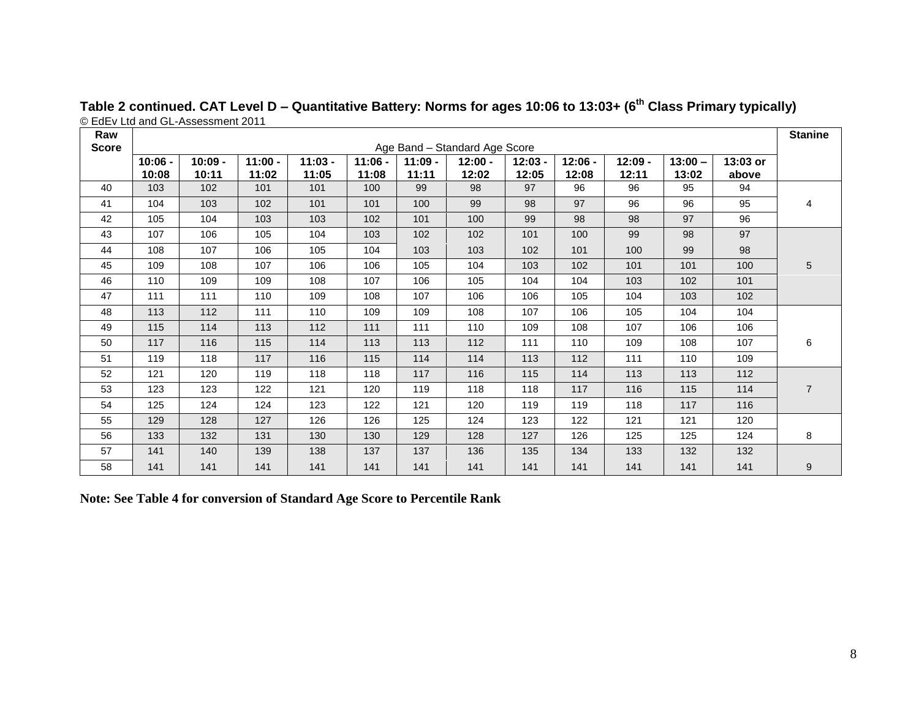**Table 2 continued. CAT Level D – Quantitative Battery: Norms for ages 10:06 to 13:03+ (6th Class Primary typically)**

© EdEv Ltd and GL-Assessment 2011

| Raw Score | Age Band – Standard Age Score | | | | | | | | | | | | Stanine |
|---|---|---|---|---|---|---|---|---|---|---|---|---|---|
| | 10:06 - 10:08 | 10:09 - 10:11 | 11:00 - 11:02 | 11:03 - 11:05 | 11:06 - 11:08 | 11:09 - 11:11 | 12:00 - 12:02 | 12:03 - 12:05 | 12:06 - 12:08 | 12:09 - 12:11 | 13:00 – 13:02 | 13:03 or above | |
| 40 | 103 | 102 | 101 | 101 | 100 | 99 | 98 | 97 | 96 | 96 | 95 | 94 | |
| 41 | 104 | 103 | 102 | 101 | 101 | 100 | 99 | 98 | 97 | 96 | 96 | 95 | 4 |
| 42 | 105 | 104 | 103 | 103 | 102 | 101 | 100 | 99 | 98 | 98 | 97 | 96 | |
| 43 | 107 | 106 | 105 | 104 | 103 | 102 | 102 | 101 | 100 | 99 | 98 | 97 | |
| 44 | 108 | 107 | 106 | 105 | 104 | 103 | 103 | 102 | 101 | 100 | 99 | 98 | |
| 45 | 109 | 108 | 107 | 106 | 106 | 105 | 104 | 103 | 102 | 101 | 101 | 100 | 5 |
| 46 | 110 | 109 | 109 | 108 | 107 | 106 | 105 | 104 | 104 | 103 | 102 | 101 | |
| 47 | 111 | 111 | 110 | 109 | 108 | 107 | 106 | 106 | 105 | 104 | 103 | 102 | |
| 48 | 113 | 112 | 111 | 110 | 109 | 109 | 108 | 107 | 106 | 105 | 104 | 104 | |
| 49 | 115 | 114 | 113 | 112 | 111 | 111 | 110 | 109 | 108 | 107 | 106 | 106 | |
| 50 | 117 | 116 | 115 | 114 | 113 | 113 | 112 | 111 | 110 | 109 | 108 | 107 | 6 |
| 51 | 119 | 118 | 117 | 116 | 115 | 114 | 114 | 113 | 112 | 111 | 110 | 109 | |
| 52 | 121 | 120 | 119 | 118 | 118 | 117 | 116 | 115 | 114 | 113 | 113 | 112 | |
| 53 | 123 | 123 | 122 | 121 | 120 | 119 | 118 | 118 | 117 | 116 | 115 | 114 | 7 |
| 54 | 125 | 124 | 124 | 123 | 122 | 121 | 120 | 119 | 119 | 118 | 117 | 116 | |
| 55 | 129 | 128 | 127 | 126 | 126 | 125 | 124 | 123 | 122 | 121 | 121 | 120 | |
| 56 | 133 | 132 | 131 | 130 | 130 | 129 | 128 | 127 | 126 | 125 | 125 | 124 | 8 |
| 57 | 141 | 140 | 139 | 138 | 137 | 137 | 136 | 135 | 134 | 133 | 132 | 132 | |
| 58 | 141 | 141 | 141 | 141 | 141 | 141 | 141 | 141 | 141 | 141 | 141 | 141 | 9 |

**Note: See Table 4 for conversion of Standard Age Score to Percentile Rank**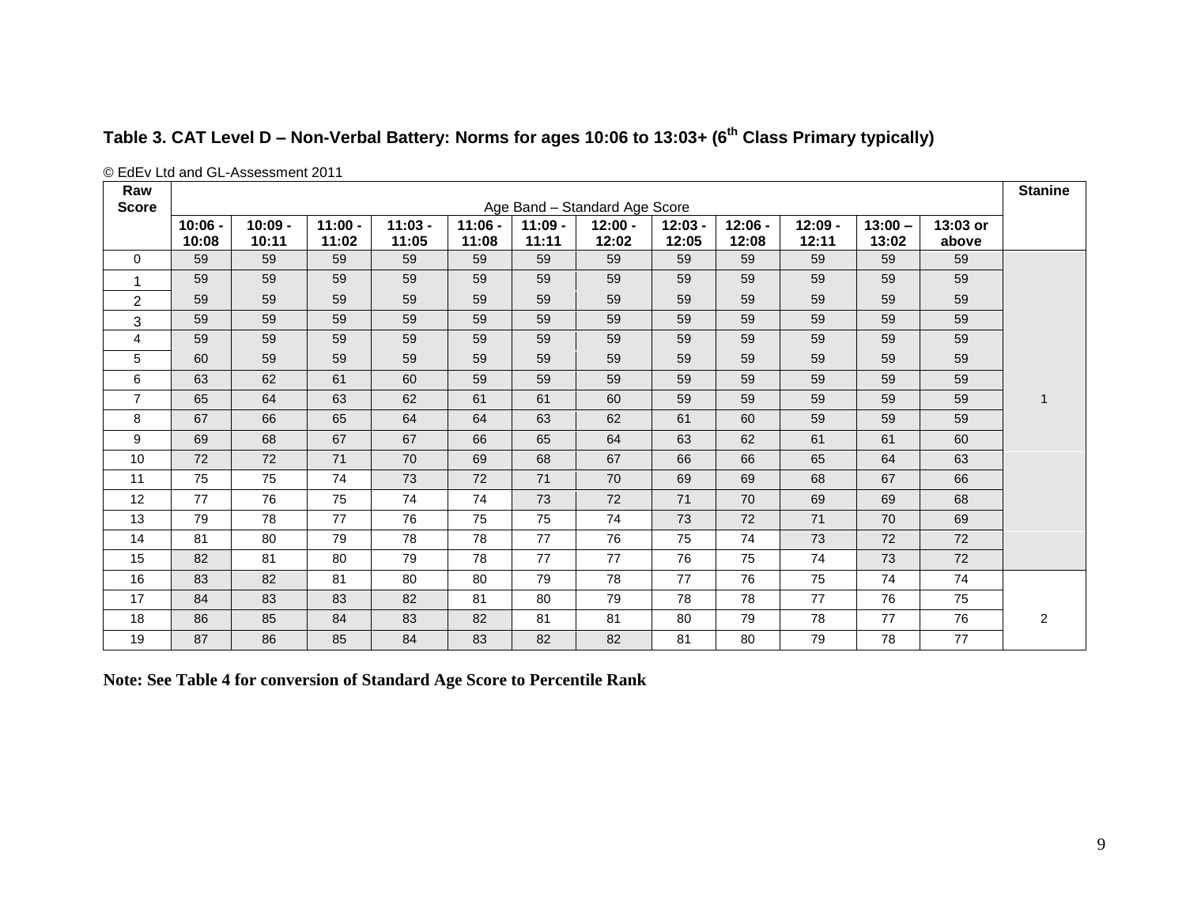### Table 3. CAT Level D – Non-Verbal Battery: Norms for ages 10:06 to 13:03+ (6th Class Primary typically)

© EdEv Ltd and GL-Assessment 2011

| Raw Score | Age Band – Standard Age Score | | | | | | | | | | | | Stanine |
|---|---|---|---|---|---|---|---|---|---|---|---|---|---|
| | 10:06 - 10:08 | 10:09 - 10:11 | 11:00 - 11:02 | 11:03 - 11:05 | 11:06 - 11:08 | 11:09 - 11:11 | 12:00 - 12:02 | 12:03 - 12:05 | 12:06 - 12:08 | 12:09 - 12:11 | 13:00 – 13:02 | 13:03 or above | |
| 0 | 59 | 59 | 59 | 59 | 59 | 59 | 59 | 59 | 59 | 59 | 59 | 59 | 1 |
| 1 | 59 | 59 | 59 | 59 | 59 | 59 | 59 | 59 | 59 | 59 | 59 | 59 | |
| 2 | 59 | 59 | 59 | 59 | 59 | 59 | 59 | 59 | 59 | 59 | 59 | 59 | |
| 3 | 59 | 59 | 59 | 59 | 59 | 59 | 59 | 59 | 59 | 59 | 59 | 59 | |
| 4 | 59 | 59 | 59 | 59 | 59 | 59 | 59 | 59 | 59 | 59 | 59 | 59 | |
| 5 | 60 | 59 | 59 | 59 | 59 | 59 | 59 | 59 | 59 | 59 | 59 | 59 | |
| 6 | 63 | 62 | 61 | 60 | 59 | 59 | 59 | 59 | 59 | 59 | 59 | 59 | |
| 7 | 65 | 64 | 63 | 62 | 61 | 61 | 60 | 59 | 59 | 59 | 59 | 59 | |
| 8 | 67 | 66 | 65 | 64 | 64 | 63 | 62 | 61 | 60 | 59 | 59 | 59 | |
| 9 | 69 | 68 | 67 | 67 | 66 | 65 | 64 | 63 | 62 | 61 | 61 | 60 | |
| 10 | 72 | 72 | 71 | 70 | 69 | 68 | 67 | 66 | 66 | 65 | 64 | 63 | |
| 11 | 75 | 75 | 74 | 73 | 72 | 71 | 70 | 69 | 69 | 68 | 67 | 66 | |
| 12 | 77 | 76 | 75 | 74 | 74 | 73 | 72 | 71 | 70 | 69 | 69 | 68 | |
| 13 | 79 | 78 | 77 | 76 | 75 | 75 | 74 | 73 | 72 | 71 | 70 | 69 | |
| 14 | 81 | 80 | 79 | 78 | 78 | 77 | 76 | 75 | 74 | 73 | 72 | 72 | |
| 15 | 82 | 81 | 80 | 79 | 78 | 77 | 77 | 76 | 75 | 74 | 73 | 72 | |
| 16 | 83 | 82 | 81 | 80 | 80 | 79 | 78 | 77 | 76 | 75 | 74 | 74 | 2 |
| 17 | 84 | 83 | 83 | 82 | 81 | 80 | 79 | 78 | 78 | 77 | 76 | 75 | |
| 18 | 86 | 85 | 84 | 83 | 82 | 81 | 81 | 80 | 79 | 78 | 77 | 76 | |
| 19 | 87 | 86 | 85 | 84 | 83 | 82 | 82 | 81 | 80 | 79 | 78 | 77 | |

**Note: See Table 4 for conversion of Standard Age Score to Percentile Rank**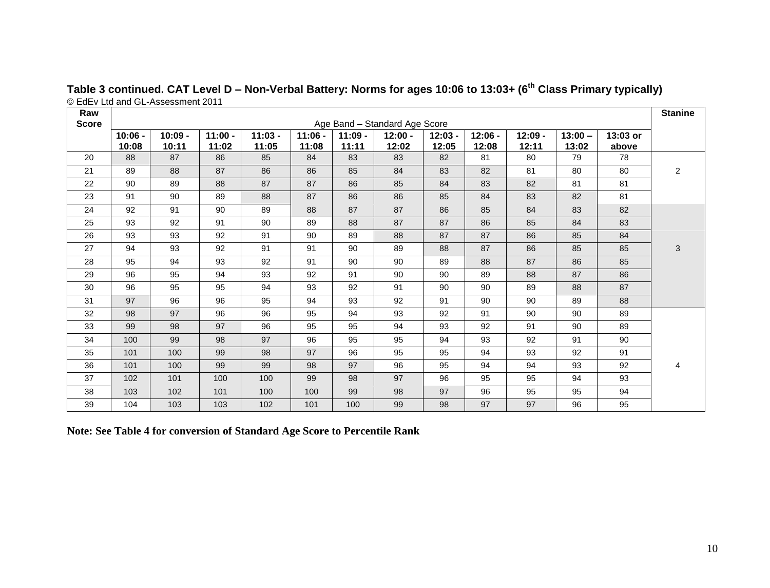**Table 3 continued. CAT Level D – Non-Verbal Battery: Norms for ages 10:06 to 13:03+ (6th Class Primary typically)**

© EdEv Ltd and GL-Assessment 2011

| Raw Score | Age Band – Standard Age Score | | | | | | | | | | | | Stanine |
|---|---|---|---|---|---|---|---|---|---|---|---|---|---|
| | 10:06 - 10:08 | 10:09 - 10:11 | 11:00 - 11:02 | 11:03 - 11:05 | 11:06 - 11:08 | 11:09 - 11:11 | 12:00 - 12:02 | 12:03 - 12:05 | 12:06 - 12:08 | 12:09 - 12:11 | 13:00 – 13:02 | 13:03 or above | |
| 20 | 88 | 87 | 86 | 85 | 84 | 83 | 83 | 82 | 81 | 80 | 79 | 78 | 2 |
| 21 | 89 | 88 | 87 | 86 | 86 | 85 | 84 | 83 | 82 | 81 | 80 | 80 | 2 |
| 22 | 90 | 89 | 88 | 87 | 87 | 86 | 85 | 84 | 83 | 82 | 81 | 81 | 2 |
| 23 | 91 | 90 | 89 | 88 | 87 | 86 | 86 | 85 | 84 | 83 | 82 | 81 | 2 |
| 24 | 92 | 91 | 90 | 89 | 88 | 87 | 87 | 86 | 85 | 84 | 83 | 82 | 3 |
| 25 | 93 | 92 | 91 | 90 | 89 | 88 | 87 | 87 | 86 | 85 | 84 | 83 | 3 |
| 26 | 93 | 93 | 92 | 91 | 90 | 89 | 88 | 87 | 87 | 86 | 85 | 84 | 3 |
| 27 | 94 | 93 | 92 | 91 | 91 | 90 | 89 | 88 | 87 | 86 | 85 | 85 | 3 |
| 28 | 95 | 94 | 93 | 92 | 91 | 90 | 90 | 89 | 88 | 87 | 86 | 85 | 3 |
| 29 | 96 | 95 | 94 | 93 | 92 | 91 | 90 | 90 | 89 | 88 | 87 | 86 | 3 |
| 30 | 96 | 95 | 95 | 94 | 93 | 92 | 91 | 90 | 90 | 89 | 88 | 87 | 3 |
| 31 | 97 | 96 | 96 | 95 | 94 | 93 | 92 | 91 | 90 | 90 | 89 | 88 | 3 |
| 32 | 98 | 97 | 96 | 96 | 95 | 94 | 93 | 92 | 91 | 90 | 90 | 89 | 4 |
| 33 | 99 | 98 | 97 | 96 | 95 | 95 | 94 | 93 | 92 | 91 | 90 | 89 | 4 |
| 34 | 100 | 99 | 98 | 97 | 96 | 95 | 95 | 94 | 93 | 92 | 91 | 90 | 4 |
| 35 | 101 | 100 | 99 | 98 | 97 | 96 | 95 | 95 | 94 | 93 | 92 | 91 | 4 |
| 36 | 101 | 100 | 99 | 99 | 98 | 97 | 96 | 95 | 94 | 94 | 93 | 92 | 4 |
| 37 | 102 | 101 | 100 | 100 | 99 | 98 | 97 | 96 | 95 | 95 | 94 | 93 | 4 |
| 38 | 103 | 102 | 101 | 100 | 100 | 99 | 98 | 97 | 96 | 95 | 95 | 94 | 4 |
| 39 | 104 | 103 | 103 | 102 | 101 | 100 | 99 | 98 | 97 | 97 | 96 | 95 | 4 |

**Note: See Table 4 for conversion of Standard Age Score to Percentile Rank**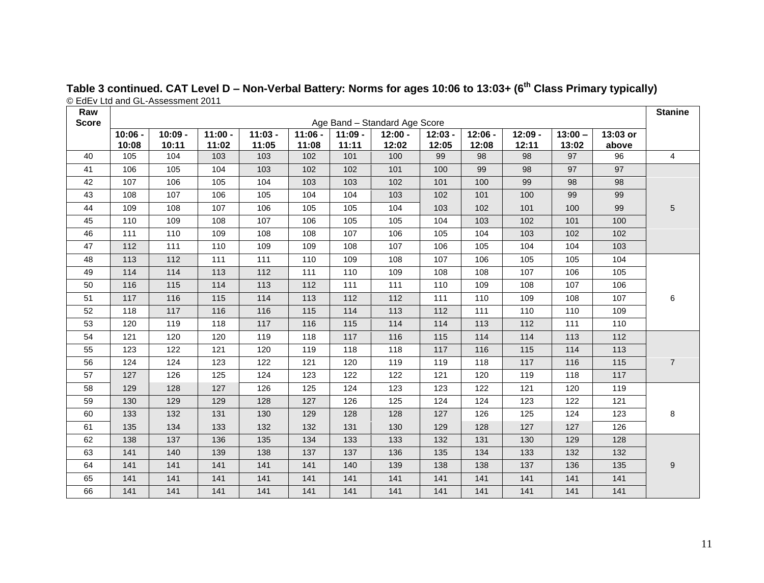**Table 3 continued. CAT Level D – Non-Verbal Battery: Norms for ages 10:06 to 13:03+ (6th Class Primary typically)**

© EdEv Ltd and GL-Assessment 2011

| Raw Score | Age Band – Standard Age Score | | | | | | | | | | | | Stanine |
|---|---|---|---|---|---|---|---|---|---|---|---|---|---|
| | 10:06 - 10:08 | 10:09 - 10:11 | 11:00 - 11:02 | 11:03 - 11:05 | 11:06 - 11:08 | 11:09 - 11:11 | 12:00 - 12:02 | 12:03 - 12:05 | 12:06 - 12:08 | 12:09 - 12:11 | 13:00 – 13:02 | 13:03 or above | |
| 40 | 105 | 104 | 103 | 103 | 102 | 101 | 100 | 99 | 98 | 98 | 97 | 96 | 4 |
| 41 | 106 | 105 | 104 | 103 | 102 | 102 | 101 | 100 | 99 | 98 | 97 | 97 | 5 |
| 42 | 107 | 106 | 105 | 104 | 103 | 103 | 102 | 101 | 100 | 99 | 98 | 98 | |
| 43 | 108 | 107 | 106 | 105 | 104 | 104 | 103 | 102 | 101 | 100 | 99 | 99 | |
| 44 | 109 | 108 | 107 | 106 | 105 | 105 | 104 | 103 | 102 | 101 | 100 | 99 | |
| 45 | 110 | 109 | 108 | 107 | 106 | 105 | 105 | 104 | 103 | 102 | 101 | 100 | |
| 46 | 111 | 110 | 109 | 108 | 108 | 107 | 106 | 105 | 104 | 103 | 102 | 102 | |
| 47 | 112 | 111 | 110 | 109 | 109 | 108 | 107 | 106 | 105 | 104 | 104 | 103 | |
| 48 | 113 | 112 | 111 | 111 | 110 | 109 | 108 | 107 | 106 | 105 | 105 | 104 | 6 |
| 49 | 114 | 114 | 113 | 112 | 111 | 110 | 109 | 108 | 108 | 107 | 106 | 105 | |
| 50 | 116 | 115 | 114 | 113 | 112 | 111 | 111 | 110 | 109 | 108 | 107 | 106 | |
| 51 | 117 | 116 | 115 | 114 | 113 | 112 | 112 | 111 | 110 | 109 | 108 | 107 | |
| 52 | 118 | 117 | 116 | 116 | 115 | 114 | 113 | 112 | 111 | 110 | 110 | 109 | |
| 53 | 120 | 119 | 118 | 117 | 116 | 115 | 114 | 114 | 113 | 112 | 111 | 110 | |
| 54 | 121 | 120 | 120 | 119 | 118 | 117 | 116 | 115 | 114 | 114 | 113 | 112 | 7 |
| 55 | 123 | 122 | 121 | 120 | 119 | 118 | 118 | 117 | 116 | 115 | 114 | 113 | |
| 56 | 124 | 124 | 123 | 122 | 121 | 120 | 119 | 119 | 118 | 117 | 116 | 115 | |
| 57 | 127 | 126 | 125 | 124 | 123 | 122 | 122 | 121 | 120 | 119 | 118 | 117 | |
| 58 | 129 | 128 | 127 | 126 | 125 | 124 | 123 | 123 | 122 | 121 | 120 | 119 | 8 |
| 59 | 130 | 129 | 129 | 128 | 127 | 126 | 125 | 124 | 124 | 123 | 122 | 121 | |
| 60 | 133 | 132 | 131 | 130 | 129 | 128 | 128 | 127 | 126 | 125 | 124 | 123 | |
| 61 | 135 | 134 | 133 | 132 | 132 | 131 | 130 | 129 | 128 | 127 | 127 | 126 | |
| 62 | 138 | 137 | 136 | 135 | 134 | 133 | 133 | 132 | 131 | 130 | 129 | 128 | 9 |
| 63 | 141 | 140 | 139 | 138 | 137 | 137 | 136 | 135 | 134 | 133 | 132 | 132 | |
| 64 | 141 | 141 | 141 | 141 | 141 | 140 | 139 | 138 | 138 | 137 | 136 | 135 | |
| 65 | 141 | 141 | 141 | 141 | 141 | 141 | 141 | 141 | 141 | 141 | 141 | 141 | |
| 66 | 141 | 141 | 141 | 141 | 141 | 141 | 141 | 141 | 141 | 141 | 141 | 141 | |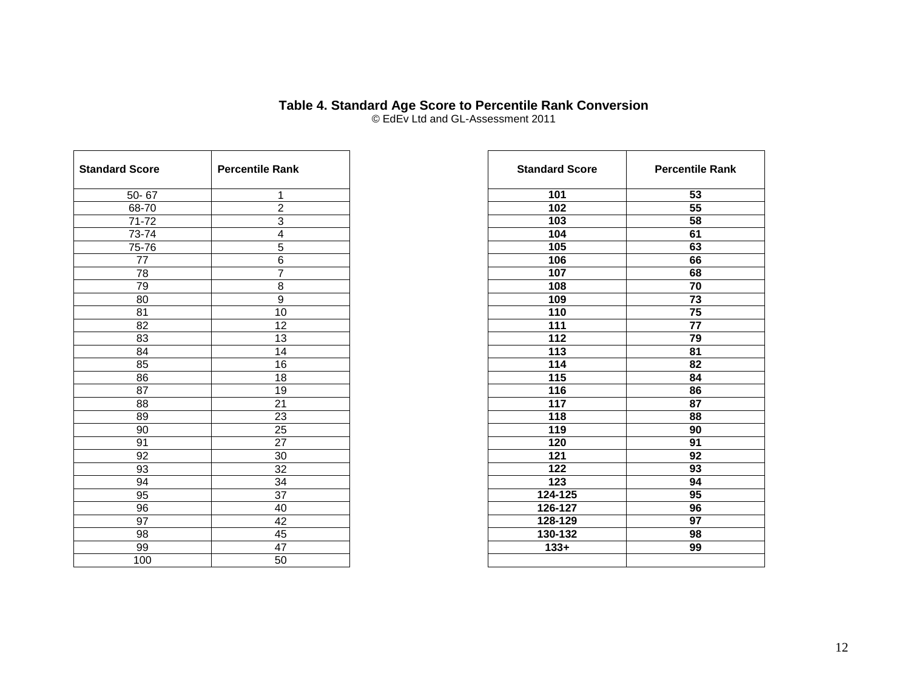**Table 4. Standard Age Score to Percentile Rank Conversion**
© EdEv Ltd and GL-Assessment 2011

| Standard Score | Percentile Rank |
|---|---|
| 50- 67 | 1 |
| 68-70 | 2 |
| 71-72 | 3 |
| 73-74 | 4 |
| 75-76 | 5 |
| 77 | 6 |
| 78 | 7 |
| 79 | 8 |
| 80 | 9 |
| 81 | 10 |
| 82 | 12 |
| 83 | 13 |
| 84 | 14 |
| 85 | 16 |
| 86 | 18 |
| 87 | 19 |
| 88 | 21 |
| 89 | 23 |
| 90 | 25 |
| 91 | 27 |
| 92 | 30 |
| 93 | 32 |
| 94 | 34 |
| 95 | 37 |
| 96 | 40 |
| 97 | 42 |
| 98 | 45 |
| 99 | 47 |
| 100 | 50 |

| Standard Score | Percentile Rank |
|---|---|
| **101** | **53** |
| **102** | **55** |
| **103** | **58** |
| **104** | **61** |
| **105** | **63** |
| **106** | **66** |
| **107** | **68** |
| **108** | **70** |
| **109** | **73** |
| **110** | **75** |
| **111** | **77** |
| **112** | **79** |
| **113** | **81** |
| **114** | **82** |
| **115** | **84** |
| **116** | **86** |
| **117** | **87** |
| **118** | **88** |
| **119** | **90** |
| **120** | **91** |
| **121** | **92** |
| **122** | **93** |
| **123** | **94** |
| **124-125** | **95** |
| **126-127** | **96** |
| **128-129** | **97** |
| **130-132** | **98** |
| **133+** | **99** |
| | |